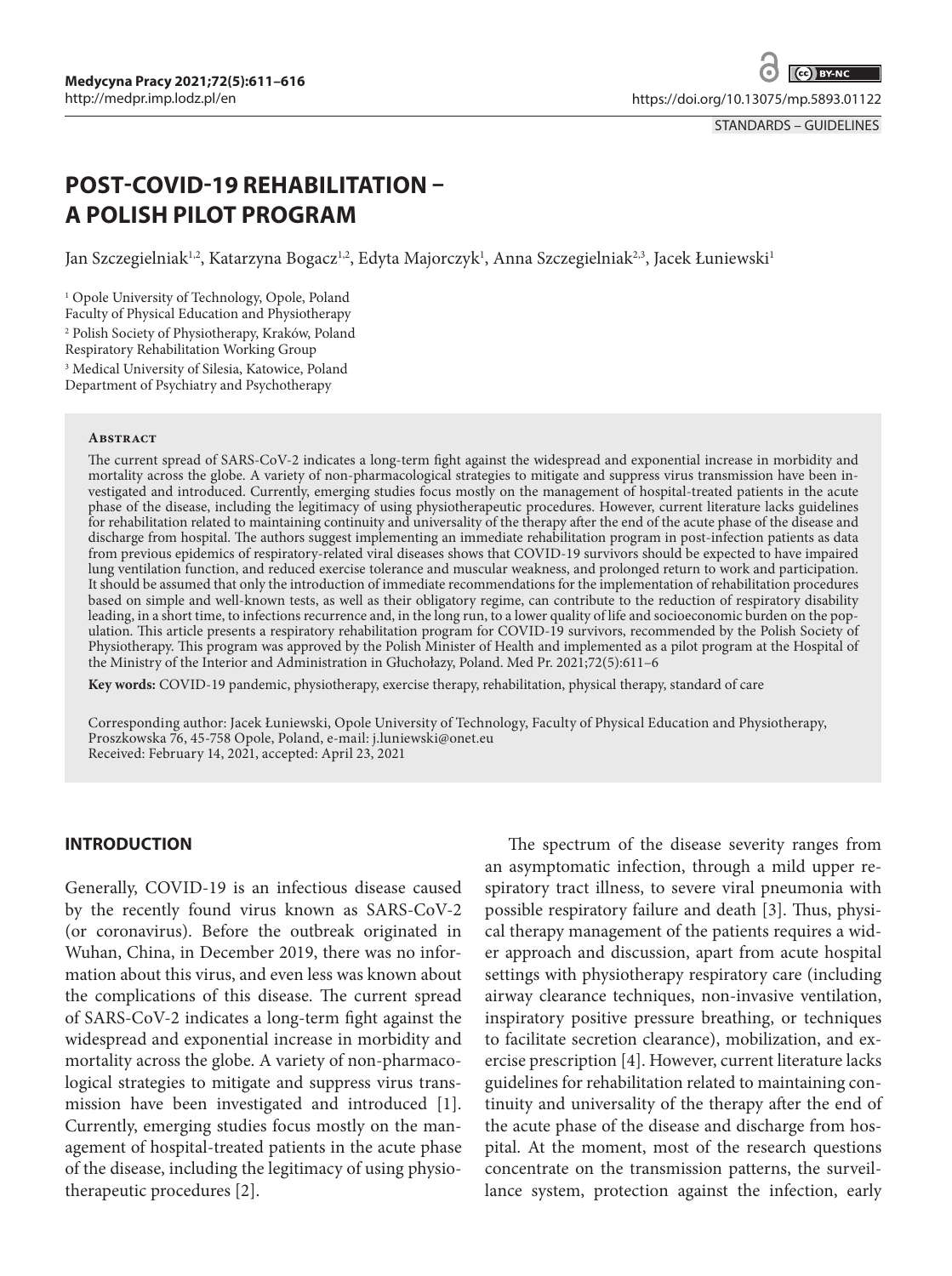STANDARDS – GUIDELINES

# POST-COVID-19 REHABILITATION – A POLISH PILOT PROGRAM

Jan Szczegielniak[1,2], Katarzyna Bogacz[1,2], Edyta Majorczyk[1], Anna Szczegielniak[2,3], Jacek Łuniewski[1]

[1] Opole University of Technology, Opole, Poland
Faculty of Physical Education and Physiotherapy
[2] Polish Society of Physiotherapy, Kraków, Poland
Respiratory Rehabilitation Working Group
[3] Medical University of Silesia, Katowice, Poland
Department of Psychiatry and Psychotherapy

## Abstract

The current spread of SARS-CoV-2 indicates a long-term fight against the widespread and exponential increase in morbidity and mortality across the globe. A variety of non-pharmacological strategies to mitigate and suppress virus transmission have been investigated and introduced. Currently, emerging studies focus mostly on the management of hospital-treated patients in the acute phase of the disease, including the legitimacy of using physiotherapeutic procedures. However, current literature lacks guidelines for rehabilitation related to maintaining continuity and universality of the therapy after the end of the acute phase of the disease and discharge from hospital. The authors suggest implementing an immediate rehabilitation program in post-infection patients as data from previous epidemics of respiratory-related viral diseases shows that COVID-19 survivors should be expected to have impaired lung ventilation function, and reduced exercise tolerance and muscular weakness, and prolonged return to work and participation. It should be assumed that only the introduction of immediate recommendations for the implementation of rehabilitation procedures based on simple and well-known tests, as well as their obligatory regime, can contribute to the reduction of respiratory disability leading, in a short time, to infections recurrence and, in the long run, to a lower quality of life and socioeconomic burden on the population. This article presents a respiratory rehabilitation program for COVID-19 survivors, recommended by the Polish Society of Physiotherapy. This program was approved by the Polish Minister of Health and implemented as a pilot program at the Hospital of the Ministry of the Interior and Administration in Głuchołazy, Poland. Med Pr. 2021;72(5):611–6

**Key words:** COVID-19 pandemic, physiotherapy, exercise therapy, rehabilitation, physical therapy, standard of care

Corresponding author: Jacek Łuniewski, Opole University of Technology, Faculty of Physical Education and Physiotherapy, Proszkowska 76, 45-758 Opole, Poland, e-mail: j.luniewski@onet.eu
Received: February 14, 2021, accepted: April 23, 2021

## INTRODUCTION

Generally, COVID-19 is an infectious disease caused by the recently found virus known as SARS-CoV-2 (or coronavirus). Before the outbreak originated in Wuhan, China, in December 2019, there was no information about this virus, and even less was known about the complications of this disease. The current spread of SARS-CoV-2 indicates a long-term fight against the widespread and exponential increase in morbidity and mortality across the globe. A variety of non-pharmacological strategies to mitigate and suppress virus transmission have been investigated and introduced [1]. Currently, emerging studies focus mostly on the management of hospital-treated patients in the acute phase of the disease, including the legitimacy of using physiotherapeutic procedures [2].

The spectrum of the disease severity ranges from an asymptomatic infection, through a mild upper respiratory tract illness, to severe viral pneumonia with possible respiratory failure and death [3]. Thus, physical therapy management of the patients requires a wider approach and discussion, apart from acute hospital settings with physiotherapy respiratory care (including airway clearance techniques, non-invasive ventilation, inspiratory positive pressure breathing, or techniques to facilitate secretion clearance), mobilization, and exercise prescription [4]. However, current literature lacks guidelines for rehabilitation related to maintaining continuity and universality of the therapy after the end of the acute phase of the disease and discharge from hospital. At the moment, most of the research questions concentrate on the transmission patterns, the surveillance system, protection against the infection, early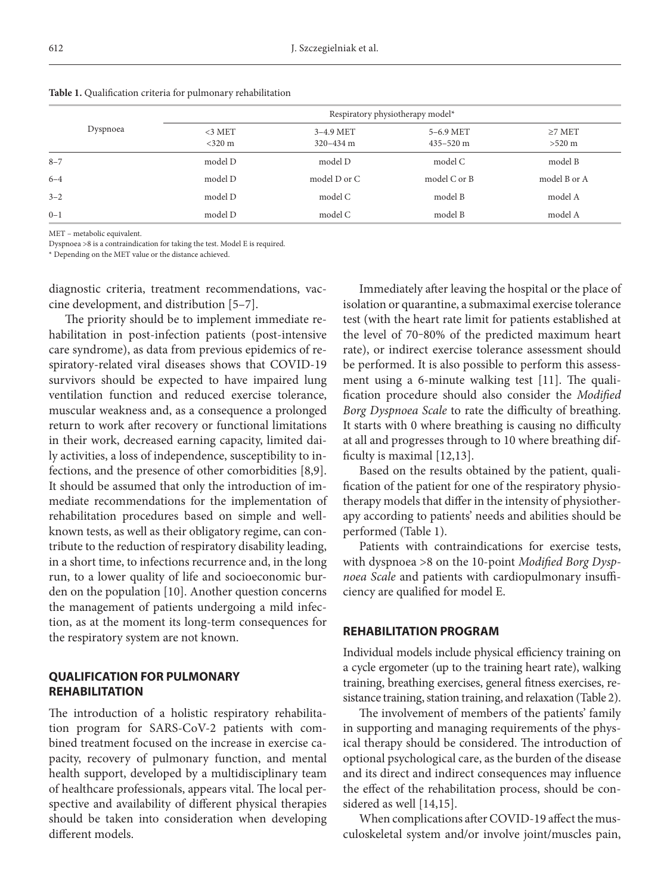**Table 1.** Qualification criteria for pulmonary rehabilitation

| Dyspnoea | Respiratory physiotherapy model* | | | |
|---|---|---|---|---|
| | <3 MET<br><320 m | 3–4.9 MET<br>320–434 m | 5–6.9 MET<br>435–520 m | ≥7 MET<br>>520 m |
| 8–7 | model D | model D | model C | model B |
| 6–4 | model D | model D or C | model C or B | model B or A |
| 3–2 | model D | model C | model B | model A |
| 0–1 | model D | model C | model B | model A |

MET – metabolic equivalent.
Dyspnoea >8 is a contraindication for taking the test. Model E is required.
* Depending on the MET value or the distance achieved.

diagnostic criteria, treatment recommendations, vaccine development, and distribution [5–7].

The priority should be to implement immediate rehabilitation in post-infection patients (post-intensive care syndrome), as data from previous epidemics of respiratory-related viral diseases shows that COVID-19 survivors should be expected to have impaired lung ventilation function and reduced exercise tolerance, muscular weakness and, as a consequence a prolonged return to work after recovery or functional limitations in their work, decreased earning capacity, limited daily activities, a loss of independence, susceptibility to infections, and the presence of other comorbidities [8,9]. It should be assumed that only the introduction of immediate recommendations for the implementation of rehabilitation procedures based on simple and well-known tests, as well as their obligatory regime, can contribute to the reduction of respiratory disability leading, in a short time, to infections recurrence and, in the long run, to a lower quality of life and socioeconomic burden on the population [10]. Another question concerns the management of patients undergoing a mild infection, as at the moment its long-term consequences for the respiratory system are not known.

## QUALIFICATION FOR PULMONARY REHABILITATION

The introduction of a holistic respiratory rehabilitation program for SARS-CoV-2 patients with combined treatment focused on the increase in exercise capacity, recovery of pulmonary function, and mental health support, developed by a multidisciplinary team of healthcare professionals, appears vital. The local perspective and availability of different physical therapies should be taken into consideration when developing different models.

Immediately after leaving the hospital or the place of isolation or quarantine, a submaximal exercise tolerance test (with the heart rate limit for patients established at the level of 70‑80% of the predicted maximum heart rate), or indirect exercise tolerance assessment should be performed. It is also possible to perform this assessment using a 6-minute walking test [11]. The qualification procedure should also consider the *Modified Borg Dyspnoea Scale* to rate the difficulty of breathing. It starts with 0 where breathing is causing no difficulty at all and progresses through to 10 where breathing difficulty is maximal [12,13].

Based on the results obtained by the patient, qualification of the patient for one of the respiratory physiotherapy models that differ in the intensity of physiotherapy according to patients' needs and abilities should be performed (Table 1).

Patients with contraindications for exercise tests, with dyspnoea >8 on the 10-point *Modified Borg Dyspnoea Scale* and patients with cardiopulmonary insufficiency are qualified for model E.

## REHABILITATION PROGRAM

Individual models include physical efficiency training on a cycle ergometer (up to the training heart rate), walking training, breathing exercises, general fitness exercises, resistance training, station training, and relaxation (Table 2).

The involvement of members of the patients' family in supporting and managing requirements of the physical therapy should be considered. The introduction of optional psychological care, as the burden of the disease and its direct and indirect consequences may influence the effect of the rehabilitation process, should be considered as well [14,15].

When complications after COVID-19 affect the musculoskeletal system and/or involve joint/muscles pain,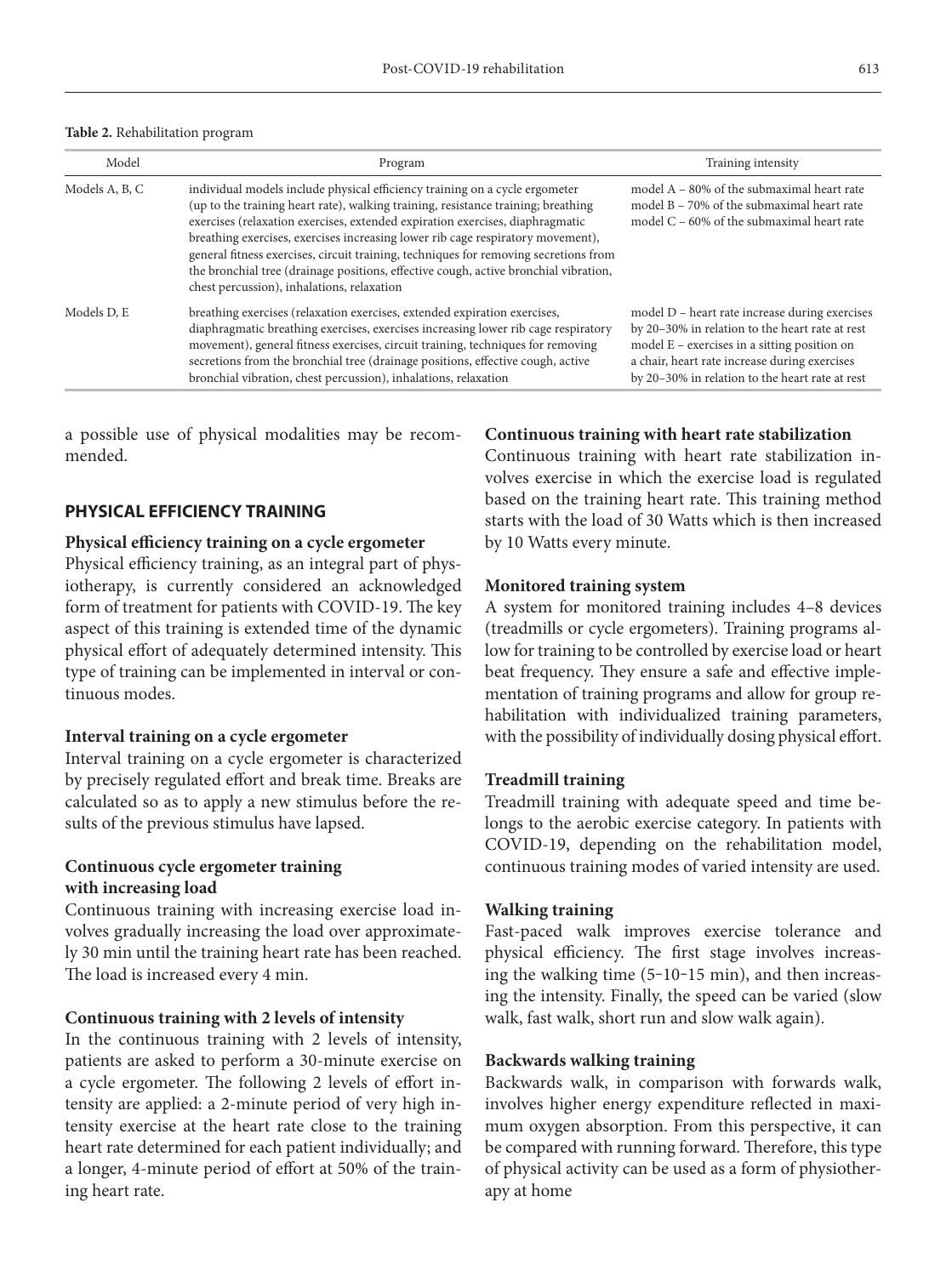**Table 2.** Rehabilitation program

| Model | Program | Training intensity |
| --- | --- | --- |
| Models A, B, C | individual models include physical efficiency training on a cycle ergometer (up to the training heart rate), walking training, resistance training; breathing exercises (relaxation exercises, extended expiration exercises, diaphragmatic breathing exercises, exercises increasing lower rib cage respiratory movement), general fitness exercises, circuit training, techniques for removing secretions from the bronchial tree (drainage positions, effective cough, active bronchial vibration, chest percussion), inhalations, relaxation | model A – 80% of the submaximal heart rate<br>model B – 70% of the submaximal heart rate<br>model C – 60% of the submaximal heart rate |
| Models D, E | breathing exercises (relaxation exercises, extended expiration exercises, diaphragmatic breathing exercises, exercises increasing lower rib cage respiratory movement), general fitness exercises, circuit training, techniques for removing secretions from the bronchial tree (drainage positions, effective cough, active bronchial vibration, chest percussion), inhalations, relaxation | model D – heart rate increase during exercises by 20–30% in relation to the heart rate at rest<br>model E – exercises in a sitting position on a chair, heart rate increase during exercises by 20–30% in relation to the heart rate at rest |

a possible use of physical modalities may be recommended.

## PHYSICAL EFFICIENCY TRAINING

### Physical efficiency training on a cycle ergometer

Physical efficiency training, as an integral part of physiotherapy, is currently considered an acknowledged form of treatment for patients with COVID-19. The key aspect of this training is extended time of the dynamic physical effort of adequately determined intensity. This type of training can be implemented in interval or continuous modes.

### Interval training on a cycle ergometer

Interval training on a cycle ergometer is characterized by precisely regulated effort and break time. Breaks are calculated so as to apply a new stimulus before the results of the previous stimulus have lapsed.

### Continuous cycle ergometer training with increasing load

Continuous training with increasing exercise load involves gradually increasing the load over approximately 30 min until the training heart rate has been reached. The load is increased every 4 min.

### Continuous training with 2 levels of intensity

In the continuous training with 2 levels of intensity, patients are asked to perform a 30-minute exercise on a cycle ergometer. The following 2 levels of effort intensity are applied: a 2-minute period of very high intensity exercise at the heart rate close to the training heart rate determined for each patient individually; and a longer, 4-minute period of effort at 50% of the training heart rate.

### Continuous training with heart rate stabilization

Continuous training with heart rate stabilization involves exercise in which the exercise load is regulated based on the training heart rate. This training method starts with the load of 30 Watts which is then increased by 10 Watts every minute.

### Monitored training system

A system for monitored training includes 4–8 devices (treadmills or cycle ergometers). Training programs allow for training to be controlled by exercise load or heart beat frequency. They ensure a safe and effective implementation of training programs and allow for group rehabilitation with individualized training parameters, with the possibility of individually dosing physical effort.

### Treadmill training

Treadmill training with adequate speed and time belongs to the aerobic exercise category. In patients with COVID-19, depending on the rehabilitation model, continuous training modes of varied intensity are used.

### Walking training

Fast-paced walk improves exercise tolerance and physical efficiency. The first stage involves increasing the walking time (5–10–15 min), and then increasing the intensity. Finally, the speed can be varied (slow walk, fast walk, short run and slow walk again).

### Backwards walking training

Backwards walk, in comparison with forwards walk, involves higher energy expenditure reflected in maximum oxygen absorption. From this perspective, it can be compared with running forward. Therefore, this type of physical activity can be used as a form of physiotherapy at home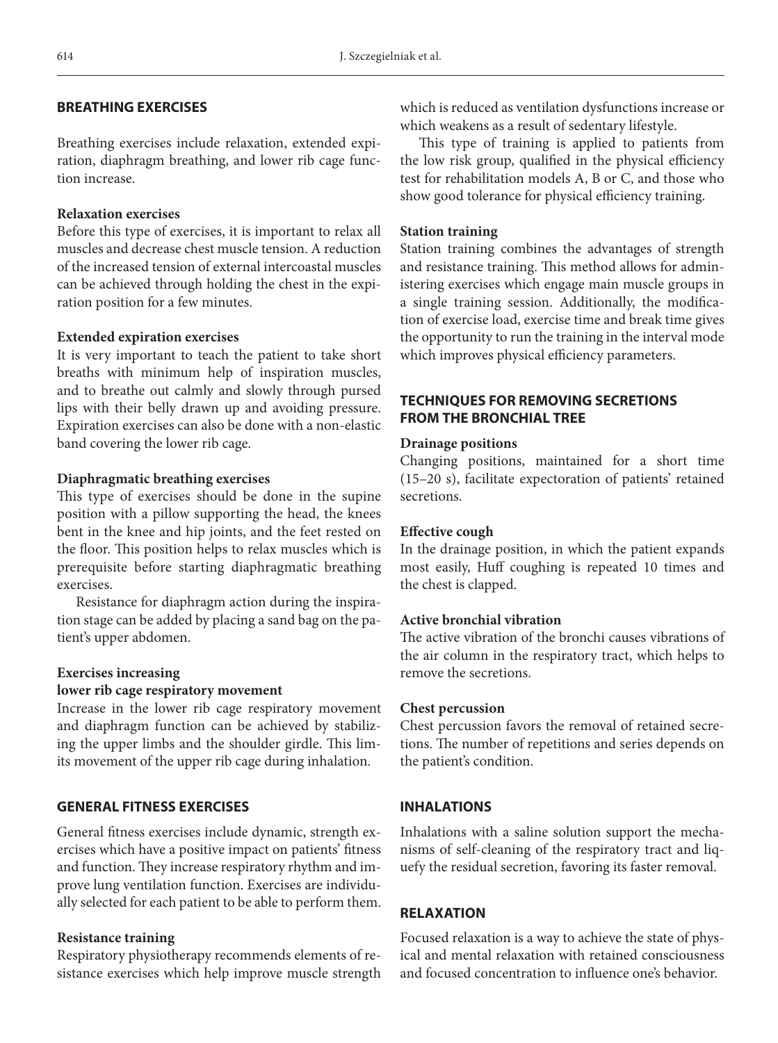## BREATHING EXERCISES

Breathing exercises include relaxation, extended expiration, diaphragm breathing, and lower rib cage function increase.

### Relaxation exercises

Before this type of exercises, it is important to relax all muscles and decrease chest muscle tension. A reduction of the increased tension of external intercoastal muscles can be achieved through holding the chest in the expiration position for a few minutes.

### Extended expiration exercises

It is very important to teach the patient to take short breaths with minimum help of inspiration muscles, and to breathe out calmly and slowly through pursed lips with their belly drawn up and avoiding pressure. Expiration exercises can also be done with a non-elastic band covering the lower rib cage.

### Diaphragmatic breathing exercises

This type of exercises should be done in the supine position with a pillow supporting the head, the knees bent in the knee and hip joints, and the feet rested on the floor. This position helps to relax muscles which is prerequisite before starting diaphragmatic breathing exercises.

Resistance for diaphragm action during the inspiration stage can be added by placing a sand bag on the patient's upper abdomen.

### Exercises increasing lower rib cage respiratory movement

Increase in the lower rib cage respiratory movement and diaphragm function can be achieved by stabilizing the upper limbs and the shoulder girdle. This limits movement of the upper rib cage during inhalation.

## GENERAL FITNESS EXERCISES

General fitness exercises include dynamic, strength exercises which have a positive impact on patients' fitness and function. They increase respiratory rhythm and improve lung ventilation function. Exercises are individually selected for each patient to be able to perform them.

### Resistance training

Respiratory physiotherapy recommends elements of resistance exercises which help improve muscle strength which is reduced as ventilation dysfunctions increase or which weakens as a result of sedentary lifestyle.

This type of training is applied to patients from the low risk group, qualified in the physical efficiency test for rehabilitation models A, B or C, and those who show good tolerance for physical efficiency training.

### Station training

Station training combines the advantages of strength and resistance training. This method allows for administering exercises which engage main muscle groups in a single training session. Additionally, the modification of exercise load, exercise time and break time gives the opportunity to run the training in the interval mode which improves physical efficiency parameters.

## TECHNIQUES FOR REMOVING SECRETIONS FROM THE BRONCHIAL TREE

### Drainage positions

Changing positions, maintained for a short time (15–20 s), facilitate expectoration of patients' retained secretions.

### Effective cough

In the drainage position, in which the patient expands most easily, Huff coughing is repeated 10 times and the chest is clapped.

### Active bronchial vibration

The active vibration of the bronchi causes vibrations of the air column in the respiratory tract, which helps to remove the secretions.

### Chest percussion

Chest percussion favors the removal of retained secretions. The number of repetitions and series depends on the patient's condition.

## INHALATIONS

Inhalations with a saline solution support the mechanisms of self-cleaning of the respiratory tract and liquefy the residual secretion, favoring its faster removal.

## RELAXATION

Focused relaxation is a way to achieve the state of physical and mental relaxation with retained consciousness and focused concentration to influence one's behavior.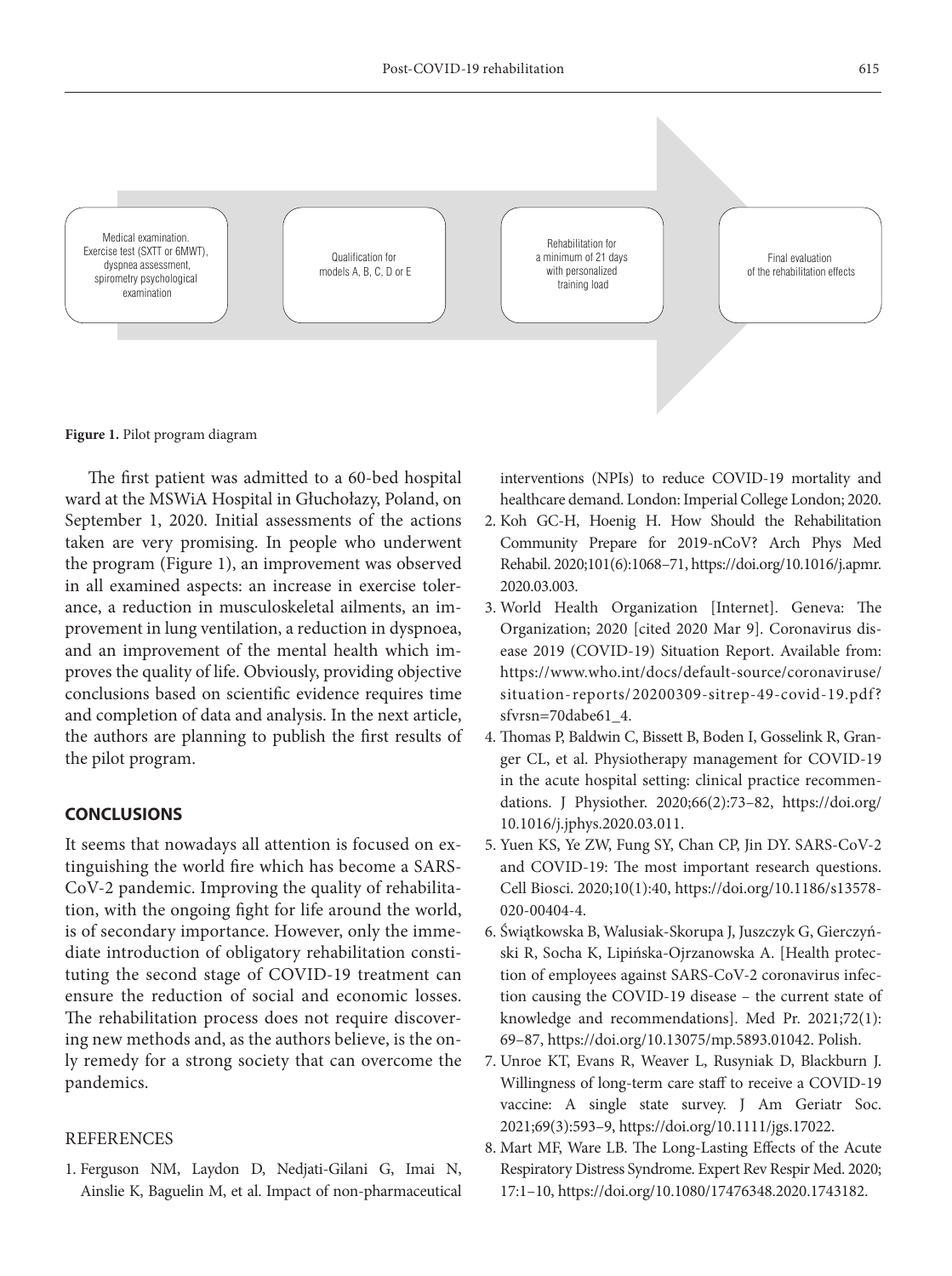Medical examination. Exercise test (SXTT or 6MWT), dyspnea assessment, spirometry psychological examination

Qualification for models A, B, C, D or E

Rehabilitation for a minimum of 21 days with personalized training load

Final evaluation of the rehabilitation effects

**Figure 1.** Pilot program diagram

The first patient was admitted to a 60-bed hospital ward at the MSWiA Hospital in Głuchołazy, Poland, on September 1, 2020. Initial assessments of the actions taken are very promising. In people who underwent the program (Figure 1), an improvement was observed in all examined aspects: an increase in exercise tolerance, a reduction in musculoskeletal ailments, an improvement in lung ventilation, a reduction in dyspnoea, and an improvement of the mental health which improves the quality of life. Obviously, providing objective conclusions based on scientific evidence requires time and completion of data and analysis. In the next article, the authors are planning to publish the first results of the pilot program.

## CONCLUSIONS

It seems that nowadays all attention is focused on extinguishing the world fire which has become a SARS-CoV-2 pandemic. Improving the quality of rehabilitation, with the ongoing fight for life around the world, is of secondary importance. However, only the immediate introduction of obligatory rehabilitation constituting the second stage of COVID-19 treatment can ensure the reduction of social and economic losses. The rehabilitation process does not require discovering new methods and, as the authors believe, is the only remedy for a strong society that can overcome the pandemics.

## REFERENCES

1. Ferguson NM, Laydon D, Nedjati-Gilani G, Imai N, Ainslie K, Baguelin M, et al. Impact of non-pharmaceutical interventions (NPIs) to reduce COVID-19 mortality and healthcare demand. London: Imperial College London; 2020.
2. Koh GC-H, Hoenig H. How Should the Rehabilitation Community Prepare for 2019-nCoV? Arch Phys Med Rehabil. 2020;101(6):1068–71, https://doi.org/10.1016/j.apmr.2020.03.003.
3. World Health Organization [Internet]. Geneva: The Organization; 2020 [cited 2020 Mar 9]. Coronavirus disease 2019 (COVID-19) Situation Report. Available from: https://www.who.int/docs/default-source/coronaviruse/situation-reports/20200309-sitrep-49-covid-19.pdf?sfvrsn=70dabe61_4.
4. Thomas P, Baldwin C, Bissett B, Boden I, Gosselink R, Granger CL, et al. Physiotherapy management for COVID-19 in the acute hospital setting: clinical practice recommendations. J Physiother. 2020;66(2):73–82, https://doi.org/10.1016/j.jphys.2020.03.011.
5. Yuen KS, Ye ZW, Fung SY, Chan CP, Jin DY. SARS-CoV-2 and COVID-19: The most important research questions. Cell Biosci. 2020;10(1):40, https://doi.org/10.1186/s13578-020-00404-4.
6. Świątkowska B, Walusiak-Skorupa J, Juszczyk G, Gierczyński R, Socha K, Lipińska-Ojrzanowska A. [Health protection of employees against SARS-CoV-2 coronavirus infection causing the COVID-19 disease – the current state of knowledge and recommendations]. Med Pr. 2021;72(1):69–87, https://doi.org/10.13075/mp.5893.01042. Polish.
7. Unroe KT, Evans R, Weaver L, Rusyniak D, Blackburn J. Willingness of long-term care staff to receive a COVID-19 vaccine: A single state survey. J Am Geriatr Soc. 2021;69(3):593–9, https://doi.org/10.1111/jgs.17022.
8. Mart MF, Ware LB. The Long-Lasting Effects of the Acute Respiratory Distress Syndrome. Expert Rev Respir Med. 2020;17:1–10, https://doi.org/10.1080/17476348.2020.1743182.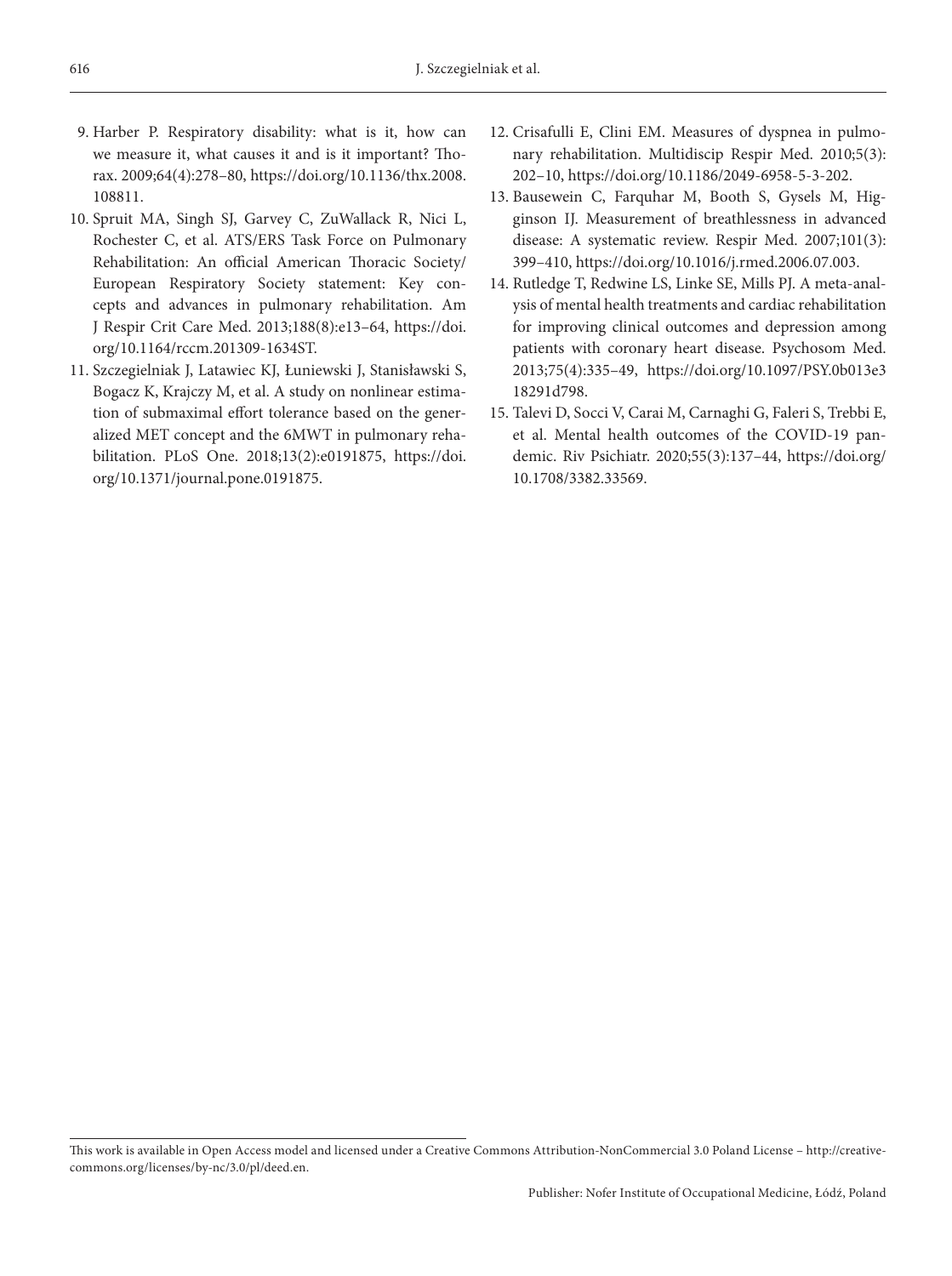9. Harber P. Respiratory disability: what is it, how can we measure it, what causes it and is it important? Thorax. 2009;64(4):278–80, https://doi.org/10.1136/thx.2008.108811.
10. Spruit MA, Singh SJ, Garvey C, ZuWallack R, Nici L, Rochester C, et al. ATS/ERS Task Force on Pulmonary Rehabilitation: An official American Thoracic Society/European Respiratory Society statement: Key concepts and advances in pulmonary rehabilitation. Am J Respir Crit Care Med. 2013;188(8):e13–64, https://doi.org/10.1164/rccm.201309-1634ST.
11. Szczegielniak J, Latawiec KJ, Łuniewski J, Stanisławski S, Bogacz K, Krajczy M, et al. A study on nonlinear estimation of submaximal effort tolerance based on the generalized MET concept and the 6MWT in pulmonary rehabilitation. PLoS One. 2018;13(2):e0191875, https://doi.org/10.1371/journal.pone.0191875.
12. Crisafulli E, Clini EM. Measures of dyspnea in pulmonary rehabilitation. Multidiscip Respir Med. 2010;5(3):202–10, https://doi.org/10.1186/2049-6958-5-3-202.
13. Bausewein C, Farquhar M, Booth S, Gysels M, Higginson IJ. Measurement of breathlessness in advanced disease: A systematic review. Respir Med. 2007;101(3):399–410, https://doi.org/10.1016/j.rmed.2006.07.003.
14. Rutledge T, Redwine LS, Linke SE, Mills PJ. A meta-analysis of mental health treatments and cardiac rehabilitation for improving clinical outcomes and depression among patients with coronary heart disease. Psychosom Med. 2013;75(4):335–49, https://doi.org/10.1097/PSY.0b013e318291d798.
15. Talevi D, Socci V, Carai M, Carnaghi G, Faleri S, Trebbi E, et al. Mental health outcomes of the COVID-19 pandemic. Riv Psichiatr. 2020;55(3):137–44, https://doi.org/10.1708/3382.33569.

This work is available in Open Access model and licensed under a Creative Commons Attribution-NonCommercial 3.0 Poland License – http://creativecommons.org/licenses/by-nc/3.0/pl/deed.en.

Publisher: Nofer Institute of Occupational Medicine, Łódź, Poland